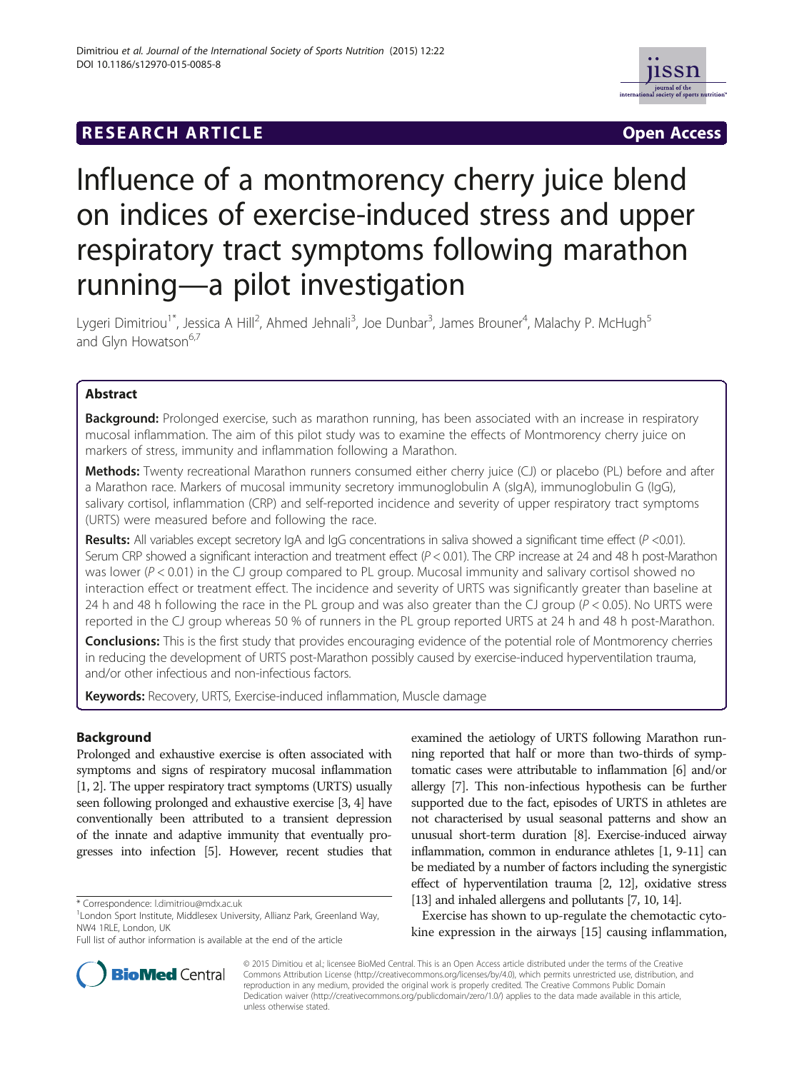**RESEARCH ARTICLE** **Open Access**

# Influence of a montmorency cherry juice blend on indices of exercise-induced stress and upper respiratory tract symptoms following marathon running—a pilot investigation

Lygeri Dimitriou[1*], Jessica A Hill[2], Ahmed Jehnali[3], Joe Dunbar[3], James Brouner[4], Malachy P. McHugh[5] and Glyn Howatson[6,7]

## Abstract

**Background:** Prolonged exercise, such as marathon running, has been associated with an increase in respiratory mucosal inflammation. The aim of this pilot study was to examine the effects of Montmorency cherry juice on markers of stress, immunity and inflammation following a Marathon.

**Methods:** Twenty recreational Marathon runners consumed either cherry juice (CJ) or placebo (PL) before and after a Marathon race. Markers of mucosal immunity secretory immunoglobulin A (sIgA), immunoglobulin G (IgG), salivary cortisol, inflammation (CRP) and self-reported incidence and severity of upper respiratory tract symptoms (URTS) were measured before and following the race.

**Results:** All variables except secretory IgA and IgG concentrations in saliva showed a significant time effect ($P < 0.01$). Serum CRP showed a significant interaction and treatment effect ($P < 0.01$). The CRP increase at 24 and 48 h post-Marathon was lower ($P < 0.01$) in the CJ group compared to PL group. Mucosal immunity and salivary cortisol showed no interaction effect or treatment effect. The incidence and severity of URTS was significantly greater than baseline at 24 h and 48 h following the race in the PL group and was also greater than the CJ group ($P < 0.05$). No URTS were reported in the CJ group whereas 50 % of runners in the PL group reported URTS at 24 h and 48 h post-Marathon.

**Conclusions:** This is the first study that provides encouraging evidence of the potential role of Montmorency cherries in reducing the development of URTS post-Marathon possibly caused by exercise-induced hyperventilation trauma, and/or other infectious and non-infectious factors.

**Keywords:** Recovery, URTS, Exercise-induced inflammation, Muscle damage

## Background

Prolonged and exhaustive exercise is often associated with symptoms and signs of respiratory mucosal inflammation [1, 2]. The upper respiratory tract symptoms (URTS) usually seen following prolonged and exhaustive exercise [3, 4] have conventionally been attributed to a transient depression of the innate and adaptive immunity that eventually progresses into infection [5]. However, recent studies that examined the aetiology of URTS following Marathon running reported that half or more than two-thirds of symptomatic cases were attributable to inflammation [6] and/or allergy [7]. This non-infectious hypothesis can be further supported due to the fact, episodes of URTS in athletes are not characterised by usual seasonal patterns and show an unusual short-term duration [8]. Exercise-induced airway inflammation, common in endurance athletes [1, 9-11] can be mediated by a number of factors including the synergistic effect of hyperventilation trauma [2, 12], oxidative stress [13] and inhaled allergens and pollutants [7, 10, 14].

Exercise has shown to up-regulate the chemotactic cytokine expression in the airways [15] causing inflammation,

\* Correspondence: l.dimitriou@mdx.ac.uk
[1]London Sport Institute, Middlesex University, Allianz Park, Greenland Way, NW4 1RLE, London, UK
Full list of author information is available at the end of the article

© 2015 Dimitriou et al.; licensee BioMed Central. This is an Open Access article distributed under the terms of the Creative Commons Attribution License (http://creativecommons.org/licenses/by/4.0), which permits unrestricted use, distribution, and reproduction in any medium, provided the original work is properly credited. The Creative Commons Public Domain Dedication waiver (http://creativecommons.org/publicdomain/zero/1.0/) applies to the data made available in this article, unless otherwise stated.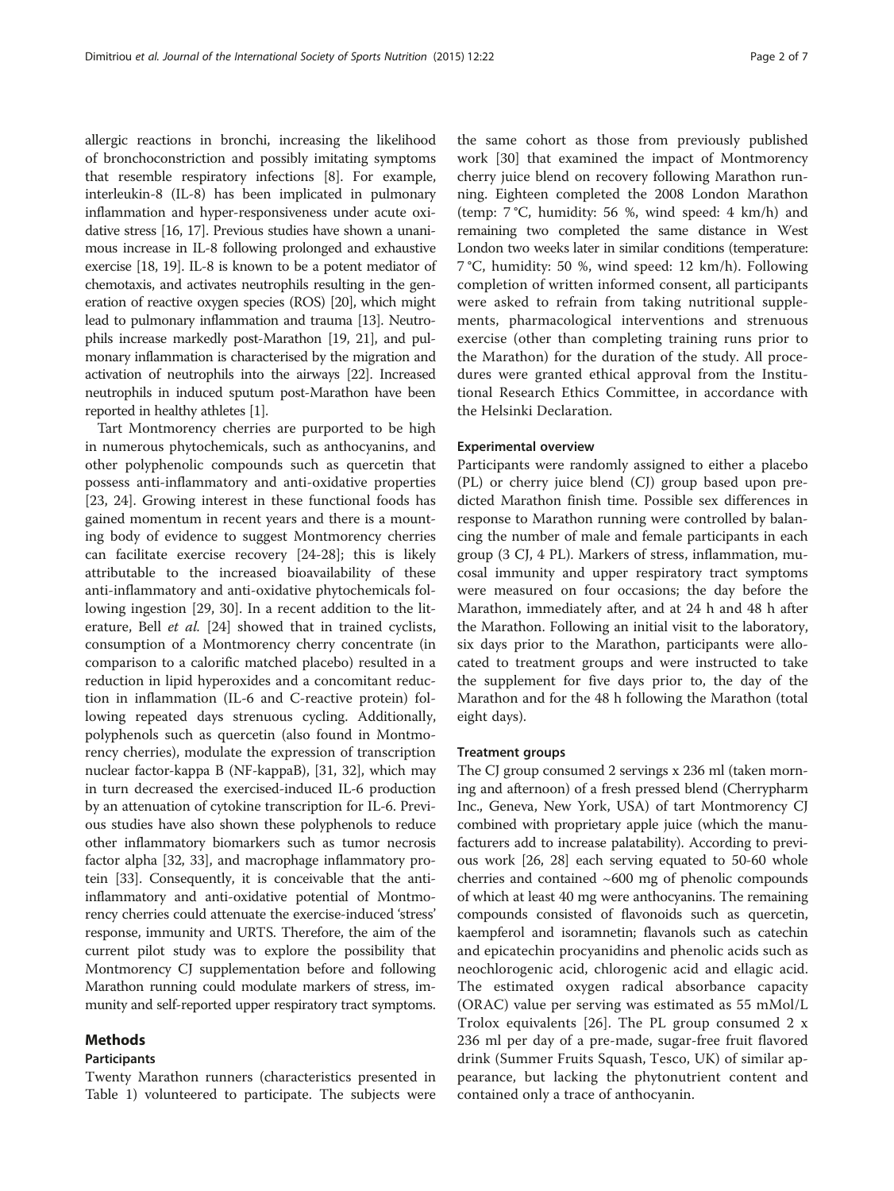allergic reactions in bronchi, increasing the likelihood of bronchoconstriction and possibly imitating symptoms that resemble respiratory infections [8]. For example, interleukin-8 (IL-8) has been implicated in pulmonary inflammation and hyper-responsiveness under acute oxidative stress [16, 17]. Previous studies have shown a unanimous increase in IL-8 following prolonged and exhaustive exercise [18, 19]. IL-8 is known to be a potent mediator of chemotaxis, and activates neutrophils resulting in the generation of reactive oxygen species (ROS) [20], which might lead to pulmonary inflammation and trauma [13]. Neutrophils increase markedly post-Marathon [19, 21], and pulmonary inflammation is characterised by the migration and activation of neutrophils into the airways [22]. Increased neutrophils in induced sputum post-Marathon have been reported in healthy athletes [1].

Tart Montmorency cherries are purported to be high in numerous phytochemicals, such as anthocyanins, and other polyphenolic compounds such as quercetin that possess anti-inflammatory and anti-oxidative properties [23, 24]. Growing interest in these functional foods has gained momentum in recent years and there is a mounting body of evidence to suggest Montmorency cherries can facilitate exercise recovery [24-28]; this is likely attributable to the increased bioavailability of these anti-inflammatory and anti-oxidative phytochemicals following ingestion [29, 30]. In a recent addition to the literature, Bell *et al.* [24] showed that in trained cyclists, consumption of a Montmorency cherry concentrate (in comparison to a calorific matched placebo) resulted in a reduction in lipid hyperoxides and a concomitant reduction in inflammation (IL-6 and C-reactive protein) following repeated days strenuous cycling. Additionally, polyphenols such as quercetin (also found in Montmorency cherries), modulate the expression of transcription nuclear factor-kappa B (NF-kappaB), [31, 32], which may in turn decreased the exercised-induced IL-6 production by an attenuation of cytokine transcription for IL-6. Previous studies have also shown these polyphenols to reduce other inflammatory biomarkers such as tumor necrosis factor alpha [32, 33], and macrophage inflammatory protein [33]. Consequently, it is conceivable that the anti-inflammatory and anti-oxidative potential of Montmorency cherries could attenuate the exercise-induced 'stress' response, immunity and URTS. Therefore, the aim of the current pilot study was to explore the possibility that Montmorency CJ supplementation before and following Marathon running could modulate markers of stress, immunity and self-reported upper respiratory tract symptoms.

## Methods

### Participants

Twenty Marathon runners (characteristics presented in Table 1) volunteered to participate. The subjects were the same cohort as those from previously published work [30] that examined the impact of Montmorency cherry juice blend on recovery following Marathon running. Eighteen completed the 2008 London Marathon (temp: 7 °C, humidity: 56 %, wind speed: 4 km/h) and remaining two completed the same distance in West London two weeks later in similar conditions (temperature: 7 °C, humidity: 50 %, wind speed: 12 km/h). Following completion of written informed consent, all participants were asked to refrain from taking nutritional supplements, pharmacological interventions and strenuous exercise (other than completing training runs prior to the Marathon) for the duration of the study. All procedures were granted ethical approval from the Institutional Research Ethics Committee, in accordance with the Helsinki Declaration.

### Experimental overview

Participants were randomly assigned to either a placebo (PL) or cherry juice blend (CJ) group based upon predicted Marathon finish time. Possible sex differences in response to Marathon running were controlled by balancing the number of male and female participants in each group (3 CJ, 4 PL). Markers of stress, inflammation, mucosal immunity and upper respiratory tract symptoms were measured on four occasions; the day before the Marathon, immediately after, and at 24 h and 48 h after the Marathon. Following an initial visit to the laboratory, six days prior to the Marathon, participants were allocated to treatment groups and were instructed to take the supplement for five days prior to, the day of the Marathon and for the 48 h following the Marathon (total eight days).

### Treatment groups

The CJ group consumed 2 servings x 236 ml (taken morning and afternoon) of a fresh pressed blend (Cherrypharm Inc., Geneva, New York, USA) of tart Montmorency CJ combined with proprietary apple juice (which the manufacturers add to increase palatability). According to previous work [26, 28] each serving equated to 50-60 whole cherries and contained ~600 mg of phenolic compounds of which at least 40 mg were anthocyanins. The remaining compounds consisted of flavonoids such as quercetin, kaempferol and isoramnetin; flavanols such as catechin and epicatechin procyanidins and phenolic acids such as neochlorogenic acid, chlorogenic acid and ellagic acid. The estimated oxygen radical absorbance capacity (ORAC) value per serving was estimated as 55 mMol/L Trolox equivalents [26]. The PL group consumed 2 x 236 ml per day of a pre-made, sugar-free fruit flavored drink (Summer Fruits Squash, Tesco, UK) of similar appearance, but lacking the phytonutrient content and contained only a trace of anthocyanin.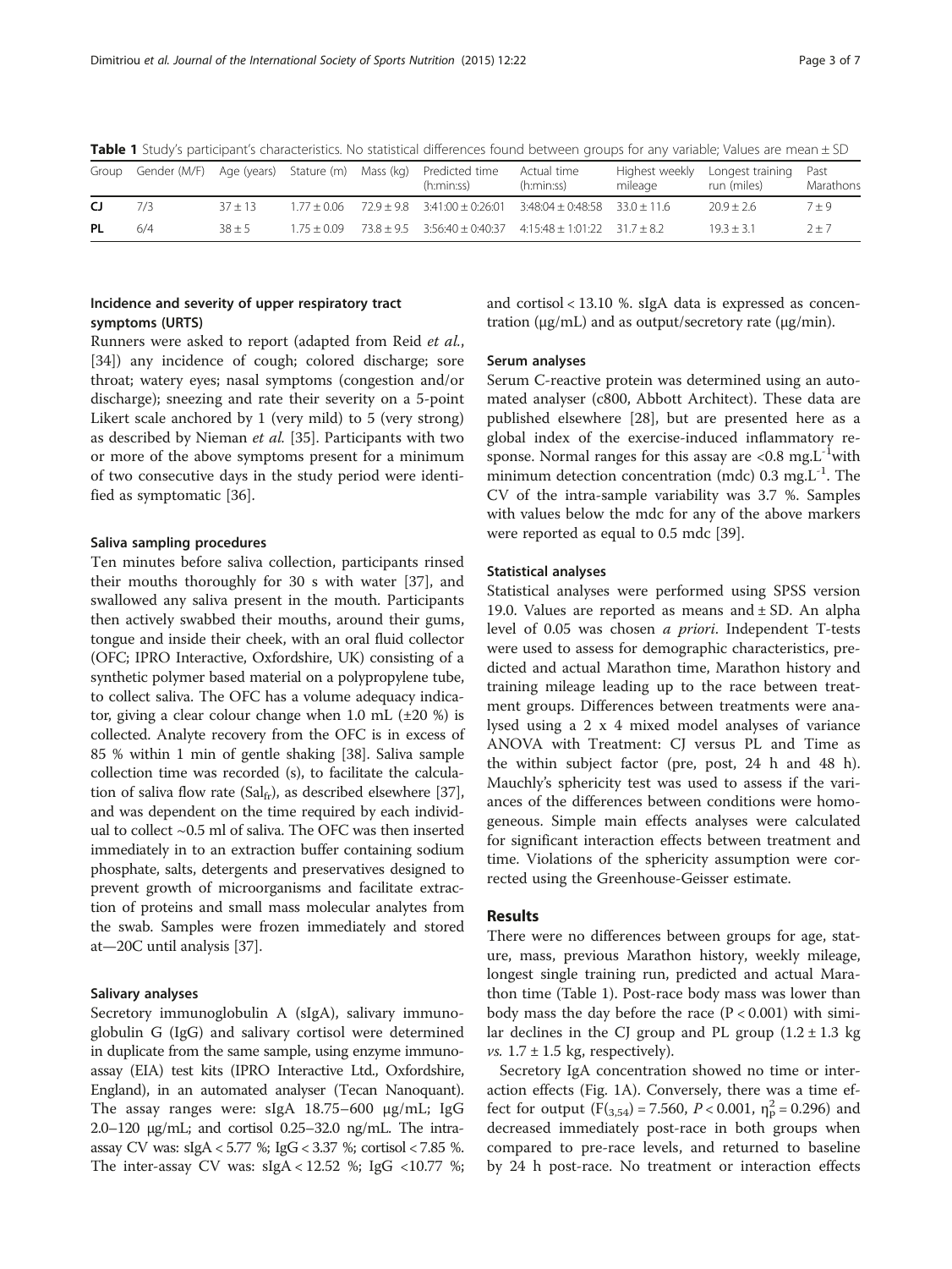**Table 1** Study's participant's characteristics. No statistical differences found between groups for any variable; Values are mean ± SD

| Group | Gender (M/F) | Age (years) | Stature (m) | Mass (kg) | Predicted time (h:min:ss) | Actual time (h:min:ss) | Highest weekly mileage | Longest training run (miles) | Past Marathons |
|---|---|---|---|---|---|---|---|---|---|
| CJ | 7/3 | 37 ± 13 | 1.77 ± 0.06 | 72.9 ± 9.8 | 3:41:00 ± 0:26:01 | 3:48:04 ± 0:48:58 | 33.0 ± 11.6 | 20.9 ± 2.6 | 7 ± 9 |
| PL | 6/4 | 38 ± 5 | 1.75 ± 0.09 | 73.8 ± 9.5 | 3:56:40 ± 0:40:37 | 4:15:48 ± 1:01:22 | 31.7 ± 8.2 | 19.3 ± 3.1 | 2 ± 7 |

### Incidence and severity of upper respiratory tract symptoms (URTS)

Runners were asked to report (adapted from Reid *et al.*, [34]) any incidence of cough; colored discharge; sore throat; watery eyes; nasal symptoms (congestion and/or discharge); sneezing and rate their severity on a 5-point Likert scale anchored by 1 (very mild) to 5 (very strong) as described by Nieman *et al.* [35]. Participants with two or more of the above symptoms present for a minimum of two consecutive days in the study period were identified as symptomatic [36].

### Saliva sampling procedures

Ten minutes before saliva collection, participants rinsed their mouths thoroughly for 30 s with water [37], and swallowed any saliva present in the mouth. Participants then actively swabbed their mouths, around their gums, tongue and inside their cheek, with an oral fluid collector (OFC; IPRO Interactive, Oxfordshire, UK) consisting of a synthetic polymer based material on a polypropylene tube, to collect saliva. The OFC has a volume adequacy indicator, giving a clear colour change when 1.0 mL (±20 %) is collected. Analyte recovery from the OFC is in excess of 85 % within 1 min of gentle shaking [38]. Saliva sample collection time was recorded (s), to facilitate the calculation of saliva flow rate ($Sal_{fr}$), as described elsewhere [37], and was dependent on the time required by each individual to collect ~0.5 ml of saliva. The OFC was then inserted immediately in to an extraction buffer containing sodium phosphate, salts, detergents and preservatives designed to prevent growth of microorganisms and facilitate extraction of proteins and small mass molecular analytes from the swab. Samples were frozen immediately and stored at—20C until analysis [37].

### Salivary analyses

Secretory immunoglobulin A (sIgA), salivary immunoglobulin G (IgG) and salivary cortisol were determined in duplicate from the same sample, using enzyme immunoassay (EIA) test kits (IPRO Interactive Ltd., Oxfordshire, England), in an automated analyser (Tecan Nanoquant). The assay ranges were: sIgA 18.75–600 μg/mL; IgG 2.0–120 μg/mL; and cortisol 0.25–32.0 ng/mL. The intra-assay CV was: sIgA < 5.77 %; IgG < 3.37 %; cortisol < 7.85 %. The inter-assay CV was: sIgA < 12.52 %; IgG <10.77 %; and cortisol < 13.10 %. sIgA data is expressed as concentration (μg/mL) and as output/secretory rate (μg/min).

### Serum analyses

Serum C-reactive protein was determined using an automated analyser (c800, Abbott Architect). These data are published elsewhere [28], but are presented here as a global index of the exercise-induced inflammatory response. Normal ranges for this assay are <0.8 $mg.L^{-1}$with minimum detection concentration (mdc) 0.3 $mg.L^{-1}$. The CV of the intra-sample variability was 3.7 %. Samples with values below the mdc for any of the above markers were reported as equal to 0.5 mdc [39].

### Statistical analyses

Statistical analyses were performed using SPSS version 19.0. Values are reported as means and ± SD. An alpha level of 0.05 was chosen *a priori*. Independent T-tests were used to assess for demographic characteristics, predicted and actual Marathon time, Marathon history and training mileage leading up to the race between treatment groups. Differences between treatments were analysed using a 2 x 4 mixed model analyses of variance ANOVA with Treatment: CJ versus PL and Time as the within subject factor (pre, post, 24 h and 48 h). Mauchly's sphericity test was used to assess if the variances of the differences between conditions were homogeneous. Simple main effects analyses were calculated for significant interaction effects between treatment and time. Violations of the sphericity assumption were corrected using the Greenhouse-Geisser estimate.

## Results

There were no differences between groups for age, stature, mass, previous Marathon history, weekly mileage, longest single training run, predicted and actual Marathon time (Table 1). Post-race body mass was lower than body mass the day before the race ($P < 0.001$) with similar declines in the CJ group and PL group (1.2 ± 1.3 kg *vs.* 1.7 ± 1.5 kg, respectively).

Secretory IgA concentration showed no time or interaction effects (Fig. 1A). Conversely, there was a time effect for output ($F_{(3,54)} = 7.560$, $P < 0.001$, $\eta_p^2 = 0.296$) and decreased immediately post-race in both groups when compared to pre-race levels, and returned to baseline by 24 h post-race. No treatment or interaction effects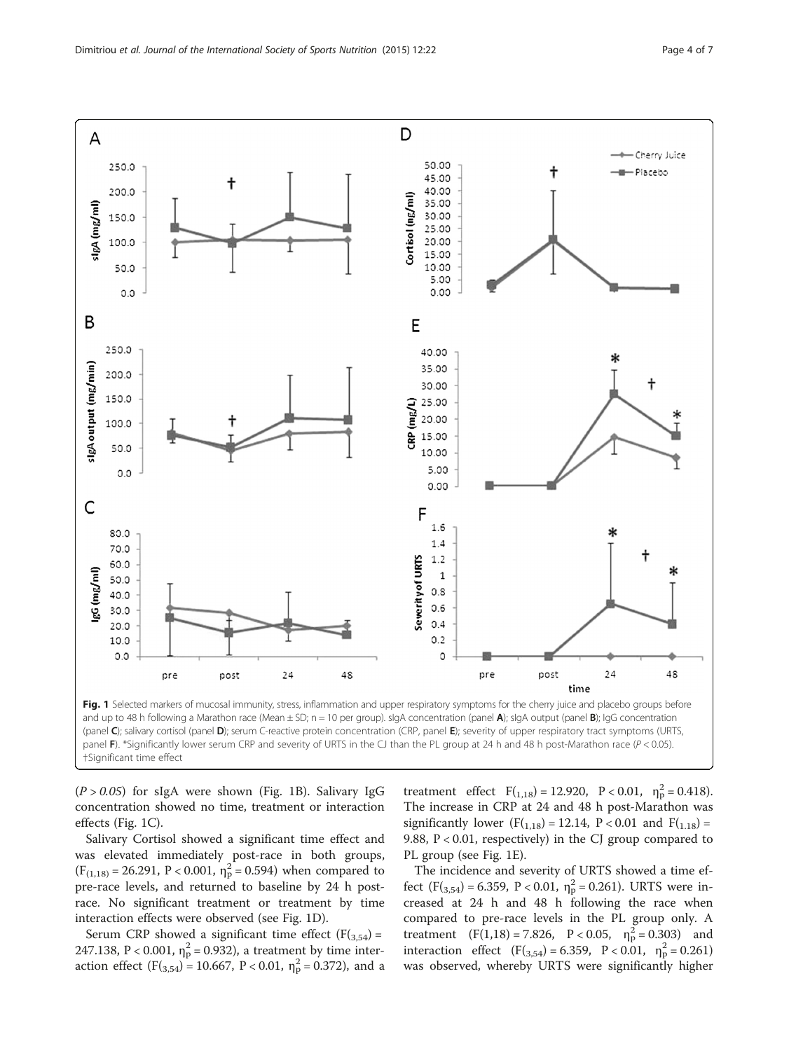Fig. 1 Selected markers of mucosal immunity, stress, inflammation and upper respiratory symptoms for the cherry juice and placebo groups before and up to 48 h following a Marathon race (Mean ± SD; n = 10 per group). sIgA concentration (panel **A**); sIgA output (panel **B**); IgG concentration (panel **C**); salivary cortisol (panel **D**); serum C-reactive protein concentration (CRP, panel **E**); severity of upper respiratory tract symptoms (URTS, panel **F**). *Significantly lower serum CRP and severity of URTS in the CJ than the PL group at 24 h and 48 h post-Marathon race ($P < 0.05$). †Significant time effect

($P > 0.05$) for sIgA were shown (Fig. 1B). Salivary IgG concentration showed no time, treatment or interaction effects (Fig. 1C).

Salivary Cortisol showed a significant time effect and was elevated immediately post-race in both groups, ($F_{(1,18)} = 26.291$, $P < 0.001$, $\eta_p^2 = 0.594$) when compared to pre-race levels, and returned to baseline by 24 h post-race. No significant treatment or treatment by time interaction effects were observed (see Fig. 1D).

Serum CRP showed a significant time effect ($F_{(3,54)} = 247.138$, $P < 0.001$, $\eta_p^2 = 0.932$), a treatment by time interaction effect ($F_{(3,54)} = 10.667$, $P < 0.01$, $\eta_p^2 = 0.372$), and a treatment effect $F_{(1,18)} = 12.920$, $P < 0.01$, $\eta_p^2 = 0.418$). The increase in CRP at 24 and 48 h post-Marathon was significantly lower ($F_{(1,18)} = 12.14$, $P < 0.01$ and $F_{(1.18)} = 9.88$, $P < 0.01$, respectively) in the CJ group compared to PL group (see Fig. 1E).

The incidence and severity of URTS showed a time effect ($F_{(3,54)} = 6.359$, $P < 0.01$, $\eta_p^2 = 0.261$). URTS were increased at 24 h and 48 h following the race when compared to pre-race levels in the PL group only. A treatment ($F(1,18) = 7.826$, $P < 0.05$, $\eta_p^2 = 0.303$) and interaction effect ($F_{(3,54)} = 6.359$, $P < 0.01$, $\eta_p^2 = 0.261$) was observed, whereby URTS were significantly higher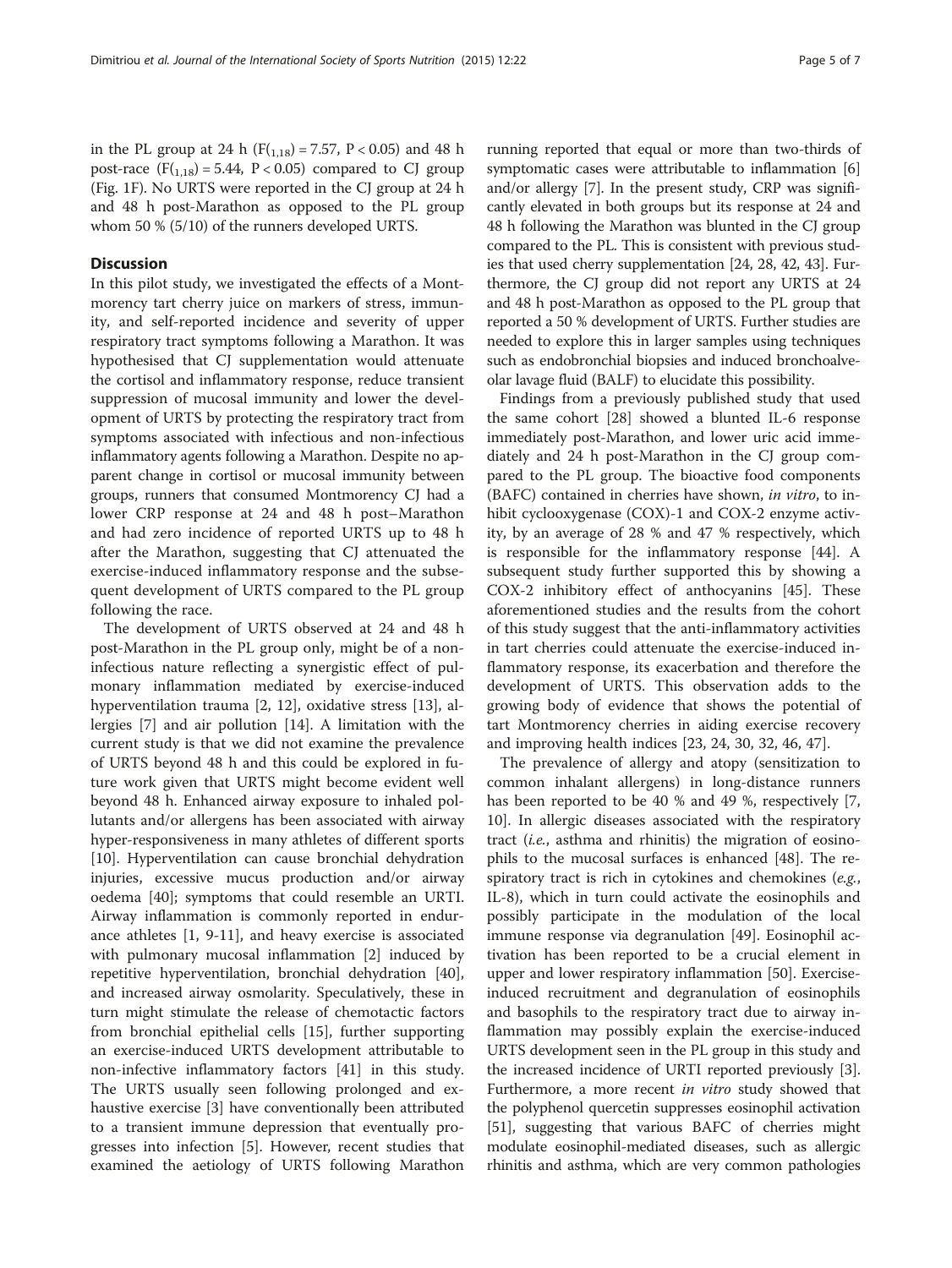in the PL group at 24 h ($F_{(1,18)} = 7.57$, $P < 0.05$) and 48 h post-race ($F_{(1,18)} = 5.44$, $P < 0.05$) compared to CJ group (Fig. 1F). No URTS were reported in the CJ group at 24 h and 48 h post-Marathon as opposed to the PL group whom 50 % (5/10) of the runners developed URTS.

## Discussion

In this pilot study, we investigated the effects of a Montmorency tart cherry juice on markers of stress, immunity, and self-reported incidence and severity of upper respiratory tract symptoms following a Marathon. It was hypothesised that CJ supplementation would attenuate the cortisol and inflammatory response, reduce transient suppression of mucosal immunity and lower the development of URTS by protecting the respiratory tract from symptoms associated with infectious and non-infectious inflammatory agents following a Marathon. Despite no apparent change in cortisol or mucosal immunity between groups, runners that consumed Montmorency CJ had a lower CRP response at 24 and 48 h post–Marathon and had zero incidence of reported URTS up to 48 h after the Marathon, suggesting that CJ attenuated the exercise-induced inflammatory response and the subsequent development of URTS compared to the PL group following the race.

The development of URTS observed at 24 and 48 h post-Marathon in the PL group only, might be of a non-infectious nature reflecting a synergistic effect of pulmonary inflammation mediated by exercise-induced hyperventilation trauma [2, 12], oxidative stress [13], allergies [7] and air pollution [14]. A limitation with the current study is that we did not examine the prevalence of URTS beyond 48 h and this could be explored in future work given that URTS might become evident well beyond 48 h. Enhanced airway exposure to inhaled pollutants and/or allergens has been associated with airway hyper-responsiveness in many athletes of different sports [10]. Hyperventilation can cause bronchial dehydration injuries, excessive mucus production and/or airway oedema [40]; symptoms that could resemble an URTI. Airway inflammation is commonly reported in endurance athletes [1, 9-11], and heavy exercise is associated with pulmonary mucosal inflammation [2] induced by repetitive hyperventilation, bronchial dehydration [40], and increased airway osmolarity. Speculatively, these in turn might stimulate the release of chemotactic factors from bronchial epithelial cells [15], further supporting an exercise-induced URTS development attributable to non-infective inflammatory factors [41] in this study. The URTS usually seen following prolonged and exhaustive exercise [3] have conventionally been attributed to a transient immune depression that eventually progresses into infection [5]. However, recent studies that examined the aetiology of URTS following Marathon running reported that equal or more than two-thirds of symptomatic cases were attributable to inflammation [6] and/or allergy [7]. In the present study, CRP was significantly elevated in both groups but its response at 24 and 48 h following the Marathon was blunted in the CJ group compared to the PL. This is consistent with previous studies that used cherry supplementation [24, 28, 42, 43]. Furthermore, the CJ group did not report any URTS at 24 and 48 h post-Marathon as opposed to the PL group that reported a 50 % development of URTS. Further studies are needed to explore this in larger samples using techniques such as endobronchial biopsies and induced bronchoalveolar lavage fluid (BALF) to elucidate this possibility.

Findings from a previously published study that used the same cohort [28] showed a blunted IL-6 response immediately post-Marathon, and lower uric acid immediately and 24 h post-Marathon in the CJ group compared to the PL group. The bioactive food components (BAFC) contained in cherries have shown, *in vitro*, to inhibit cyclooxygenase (COX)-1 and COX-2 enzyme activity, by an average of 28 % and 47 % respectively, which is responsible for the inflammatory response [44]. A subsequent study further supported this by showing a COX-2 inhibitory effect of anthocyanins [45]. These aforementioned studies and the results from the cohort of this study suggest that the anti-inflammatory activities in tart cherries could attenuate the exercise-induced inflammatory response, its exacerbation and therefore the development of URTS. This observation adds to the growing body of evidence that shows the potential of tart Montmorency cherries in aiding exercise recovery and improving health indices [23, 24, 30, 32, 46, 47].

The prevalence of allergy and atopy (sensitization to common inhalant allergens) in long-distance runners has been reported to be 40 % and 49 %, respectively [7, 10]. In allergic diseases associated with the respiratory tract (*i.e.*, asthma and rhinitis) the migration of eosinophils to the mucosal surfaces is enhanced [48]. The respiratory tract is rich in cytokines and chemokines (*e.g.*, IL-8), which in turn could activate the eosinophils and possibly participate in the modulation of the local immune response via degranulation [49]. Eosinophil activation has been reported to be a crucial element in upper and lower respiratory inflammation [50]. Exercise-induced recruitment and degranulation of eosinophils and basophils to the respiratory tract due to airway inflammation may possibly explain the exercise-induced URTS development seen in the PL group in this study and the increased incidence of URTI reported previously [3]. Furthermore, a more recent *in vitro* study showed that the polyphenol quercetin suppresses eosinophil activation [51], suggesting that various BAFC of cherries might modulate eosinophil-mediated diseases, such as allergic rhinitis and asthma, which are very common pathologies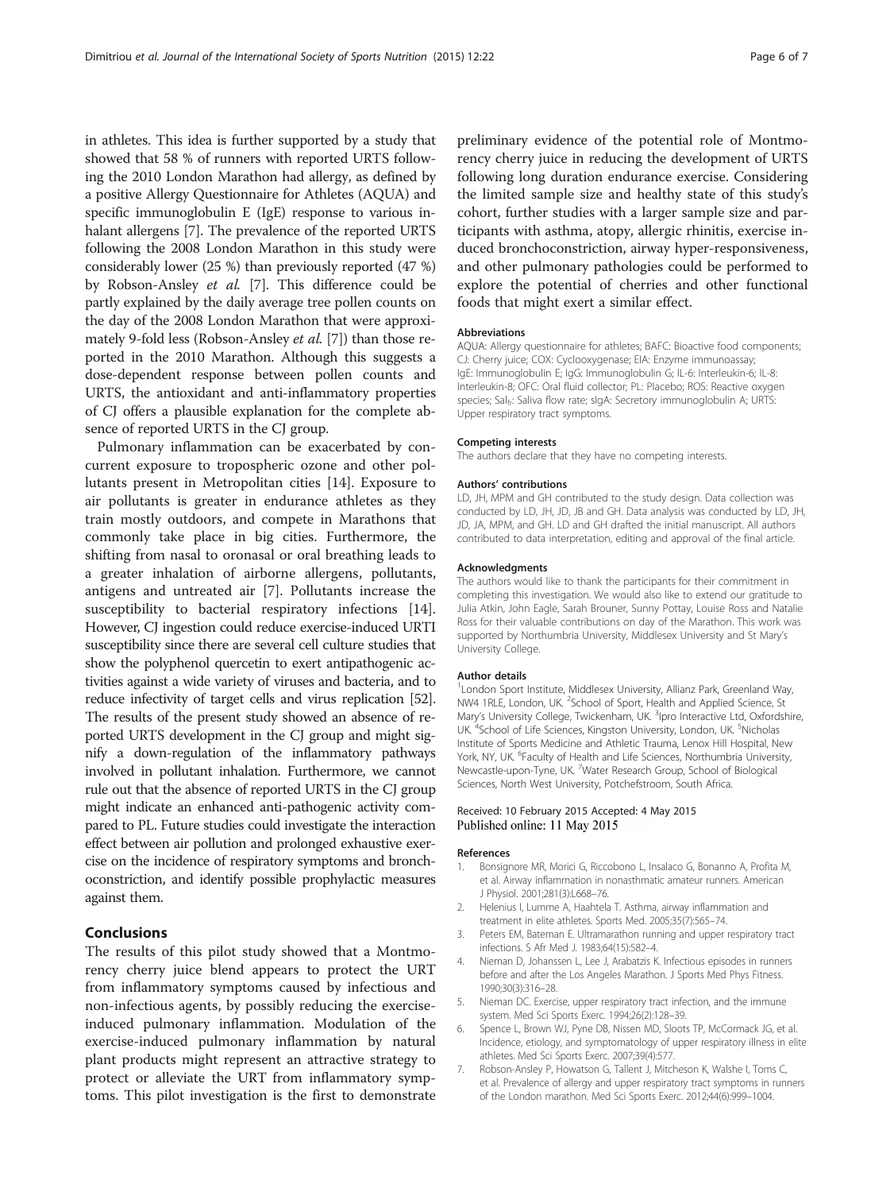in athletes. This idea is further supported by a study that showed that 58 % of runners with reported URTS following the 2010 London Marathon had allergy, as defined by a positive Allergy Questionnaire for Athletes (AQUA) and specific immunoglobulin E (IgE) response to various inhalant allergens [7]. The prevalence of the reported URTS following the 2008 London Marathon in this study were considerably lower (25 %) than previously reported (47 %) by Robson-Ansley *et al.* [7]. This difference could be partly explained by the daily average tree pollen counts on the day of the 2008 London Marathon that were approximately 9-fold less (Robson-Ansley *et al.* [7]) than those reported in the 2010 Marathon. Although this suggests a dose-dependent response between pollen counts and URTS, the antioxidant and anti-inflammatory properties of CJ offers a plausible explanation for the complete absence of reported URTS in the CJ group.

Pulmonary inflammation can be exacerbated by concurrent exposure to tropospheric ozone and other pollutants present in Metropolitan cities [14]. Exposure to air pollutants is greater in endurance athletes as they train mostly outdoors, and compete in Marathons that commonly take place in big cities. Furthermore, the shifting from nasal to oronasal or oral breathing leads to a greater inhalation of airborne allergens, pollutants, antigens and untreated air [7]. Pollutants increase the susceptibility to bacterial respiratory infections [14]. However, CJ ingestion could reduce exercise-induced URTI susceptibility since there are several cell culture studies that show the polyphenol quercetin to exert antipathogenic activities against a wide variety of viruses and bacteria, and to reduce infectivity of target cells and virus replication [52]. The results of the present study showed an absence of reported URTS development in the CJ group and might signify a down-regulation of the inflammatory pathways involved in pollutant inhalation. Furthermore, we cannot rule out that the absence of reported URTS in the CJ group might indicate an enhanced anti-pathogenic activity compared to PL. Future studies could investigate the interaction effect between air pollution and prolonged exhaustive exercise on the incidence of respiratory symptoms and bronchoconstriction, and identify possible prophylactic measures against them.

## Conclusions

The results of this pilot study showed that a Montmorency cherry juice blend appears to protect the URT from inflammatory symptoms caused by infectious and non-infectious agents, by possibly reducing the exercise-induced pulmonary inflammation. Modulation of the exercise-induced pulmonary inflammation by natural plant products might represent an attractive strategy to protect or alleviate the URT from inflammatory symptoms. This pilot investigation is the first to demonstrate preliminary evidence of the potential role of Montmorency cherry juice in reducing the development of URTS following long duration endurance exercise. Considering the limited sample size and healthy state of this study's cohort, further studies with a larger sample size and participants with asthma, atopy, allergic rhinitis, exercise induced bronchoconstriction, airway hyper-responsiveness, and other pulmonary pathologies could be performed to explore the potential of cherries and other functional foods that might exert a similar effect.

#### Abbreviations

AQUA: Allergy questionnaire for athletes; BAFC: Bioactive food components; CJ: Cherry juice; COX: Cyclooxygenase; EIA: Enzyme immunoassay; IgE: Immunoglobulin E; IgG: Immunoglobulin G; IL-6: Interleukin-6; IL-8: Interleukin-8; OFC: Oral fluid collector; PL: Placebo; ROS: Reactive oxygen species; $Sal_{fr}$: Saliva flow rate; sIgA: Secretory immunoglobulin A; URTS: Upper respiratory tract symptoms.

#### Competing interests

The authors declare that they have no competing interests.

#### Authors' contributions

LD, JH, MPM and GH contributed to the study design. Data collection was conducted by LD, JH, JD, JB and GH. Data analysis was conducted by LD, JH, JD, JA, MPM, and GH. LD and GH drafted the initial manuscript. All authors contributed to data interpretation, editing and approval of the final article.

#### Acknowledgments

The authors would like to thank the participants for their commitment in completing this investigation. We would also like to extend our gratitude to Julia Atkin, John Eagle, Sarah Brouner, Sunny Pottay, Louise Ross and Natalie Ross for their valuable contributions on day of the Marathon. This work was supported by Northumbria University, Middlesex University and St Mary's University College.

#### Author details

[1]London Sport Institute, Middlesex University, Allianz Park, Greenland Way, NW4 1RLE, London, UK. [2]School of Sport, Health and Applied Science, St Mary's University College, Twickenham, UK. [3]Ipro Interactive Ltd, Oxfordshire, UK. [4]School of Life Sciences, Kingston University, London, UK. [5]Nicholas Institute of Sports Medicine and Athletic Trauma, Lenox Hill Hospital, New York, NY, UK. [6]Faculty of Health and Life Sciences, Northumbria University, Newcastle-upon-Tyne, UK. [7]Water Research Group, School of Biological Sciences, North West University, Potchefstroom, South Africa.

Received: 10 February 2015 Accepted: 4 May 2015
Published online: 11 May 2015

#### References

1. Bonsignore MR, Morici G, Riccobono L, Insalaco G, Bonanno A, Profita M, et al. Airway inflammation in nonasthmatic amateur runners. American J Physiol. 2001;281(3):L668–76.
2. Helenius I, Lumme A, Haahtela T. Asthma, airway inflammation and treatment in elite athletes. Sports Med. 2005;35(7):565–74.
3. Peters EM, Bateman E. Ultramarathon running and upper respiratory tract infections. S Afr Med J. 1983;64(15):582–4.
4. Nieman D, Johanssen L, Lee J, Arabatzis K. Infectious episodes in runners before and after the Los Angeles Marathon. J Sports Med Phys Fitness. 1990;30(3):316–28.
5. Nieman DC. Exercise, upper respiratory tract infection, and the immune system. Med Sci Sports Exerc. 1994;26(2):128–39.
6. Spence L, Brown WJ, Pyne DB, Nissen MD, Sloots TP, McCormack JG, et al. Incidence, etiology, and symptomatology of upper respiratory illness in elite athletes. Med Sci Sports Exerc. 2007;39(4):577.
7. Robson-Ansley P, Howatson G, Tallent J, Mitcheson K, Walshe I, Toms C, et al. Prevalence of allergy and upper respiratory tract symptoms in runners of the London marathon. Med Sci Sports Exerc. 2012;44(6):999–1004.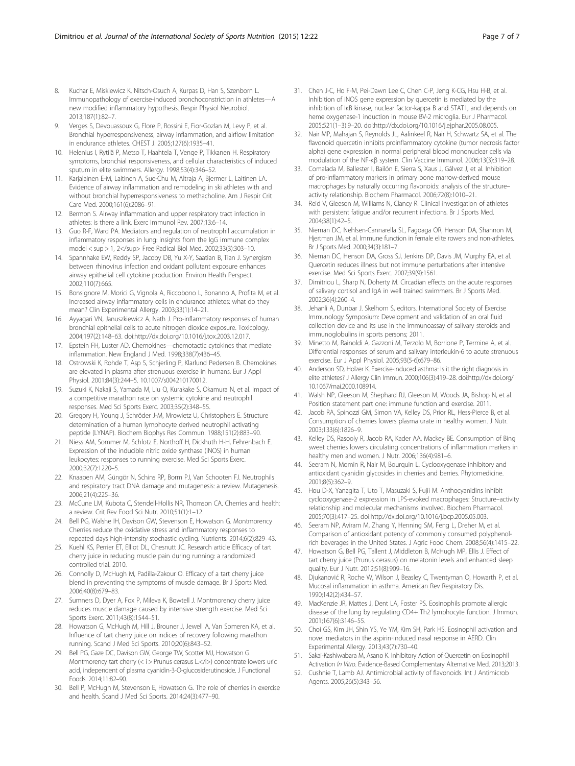8. Kuchar E, Miskiewicz K, Nitsch-Osuch A, Kurpas D, Han S, Szenborn L. Immunopathology of exercise-induced bronchoconstriction in athletes—A new modified inflammatory hypothesis. Respir Physiol Neurobiol. 2013;187(1):82–7.
9. Verges S, Devouassoux G, Flore P, Rossini E, Fior-Gozlan M, Levy P, et al. Bronchial hyperresponsiveness, airway inflammation, and airflow limitation in endurance athletes. CHEST J. 2005;127(6):1935–41.
10. Helenius I, Rytilä P, Metso T, Haahtela T, Venge P, Tikkanen H. Respiratory symptoms, bronchial responsiveness, and cellular characteristics of induced sputum in elite swimmers. Allergy. 1998;53(4):346–52.
11. Karjalainen E-M, Laitinen A, Sue-Chu M, Altraja A, Bjermer L, Laitinen LA. Evidence of airway inflammation and remodeling in ski athletes with and without bronchial hyperresponsiveness to methacholine. Am J Respir Crit Care Med. 2000;161(6):2086–91.
12. Bermon S. Airway inflammation and upper respiratory tract infection in athletes: is there a link. Exerc Immunol Rev. 2007;13:6–14.
13. Guo R-F, Ward PA. Mediators and regulation of neutrophil accumulation in inflammatory responses in lung: insights from the IgG immune complex model < sup > 1, 2</sup> Free Radical Biol Med. 2002;33(3):303–10.
14. Spannhake EW, Reddy SP, Jacoby DB, Yu X-Y, Saatian B, Tian J. Synergism between rhinovirus infection and oxidant pollutant exposure enhances airway epithelial cell cytokine production. Environ Health Perspect. 2002;110(7):665.
15. Bonsignore M, Morici G, Vignola A, Riccobono L, Bonanno A, Profita M, et al. Increased airway inflammatory cells in endurance athletes: what do they mean? Clin Experimental Allergy. 2003;33(1):14–21.
16. Ayyagari VN, Januszkiewicz A, Nath J. Pro-inflammatory responses of human bronchial epithelial cells to acute nitrogen dioxide exposure. Toxicology. 2004;197(2):148–63. doi:http://dx.doi.org/10.1016/j.tox.2003.12.017.
17. Epstein FH, Luster AD. Chemokines—chemotactic cytokines that mediate inflammation. New England J Med. 1998;338(7):436–45.
18. Ostrowski K, Rohde T, Asp S, Schjerling P, Klarlund Pedersen B. Chemokines are elevated in plasma after strenuous exercise in humans. Eur J Appl Physiol. 2001;84(3):244–5. 10.1007/s004210170012.
19. Suzuki K, Nakaji S, Yamada M, Liu Q, Kurakake S, Okamura N, et al. Impact of a competitive marathon race on systemic cytokine and neutrophil responses. Med Sci Sports Exerc. 2003;35(2):348–55.
20. Gregory H, Young J, Schröder J-M, Mrowietz U, Christophers E. Structure determination of a human lymphocyte derived neutrophil activating peptide (LYNAP). Biochem Biophys Res Commun. 1988;151(2):883–90.
21. Niess AM, Sommer M, Schlotz E, Northoff H, Dickhuth H-H, Fehrenbach E. Expression of the inducible nitric oxide synthase (iNOS) in human leukocytes: responses to running exercise. Med Sci Sports Exerc. 2000;32(7):1220–5.
22. Knaapen AM, Güngör N, Schins RP, Borm PJ, Van Schooten FJ. Neutrophils and respiratory tract DNA damage and mutagenesis: a review. Mutagenesis. 2006;21(4):225–36.
23. McCune LM, Kubota C, Stendell-Hollis NR, Thomson CA. Cherries and health: a review. Crit Rev Food Sci Nutr. 2010;51(1):1–12.
24. Bell PG, Walshe IH, Davison GW, Stevenson E, Howatson G. Montmorency Cherries reduce the oxidative stress and inflammatory responses to repeated days high-intensity stochastic cycling. Nutrients. 2014;6(2):829–43.
25. Kuehl KS, Perrier ET, Elliot DL, Chesnutt JC. Research article Efficacy of tart cherry juice in reducing muscle pain during running: a randomized controlled trial. 2010.
26. Connolly D, McHugh M, Padilla-Zakour O. Efficacy of a tart cherry juice blend in preventing the symptoms of muscle damage. Br J Sports Med. 2006;40(8):679–83.
27. Sumners D, Dyer A, Fox P, Mileva K, Bowtell J. Montmorency cherry juice reduces muscle damage caused by intensive strength exercise. Med Sci Sports Exerc. 2011;43(8):1544–51.
28. Howatson G, McHugh M, Hill J, Brouner J, Jewell A, Van Someren KA, et al. Influence of tart cherry juice on indices of recovery following marathon running. Scand J Med Sci Sports. 2010;20(6):843–52.
29. Bell PG, Gaze DC, Davison GW, George TW, Scotter MJ, Howatson G. Montmorency tart cherry (< i > Prunus cerasus L.</i>) concentrate lowers uric acid, independent of plasma cyanidin-3-O-glucosiderutinoside. J Functional Foods. 2014;11:82–90.
30. Bell P, McHugh M, Stevenson E, Howatson G. The role of cherries in exercise and health. Scand J Med Sci Sports. 2014;24(3):477–90.
31. Chen J-C, Ho F-M, Pei-Dawn Lee C, Chen C-P, Jeng K-CG, Hsu H-B, et al. Inhibition of iNOS gene expression by quercetin is mediated by the inhibition of IκB kinase, nuclear factor-kappa B and STAT1, and depends on heme oxygenase-1 induction in mouse BV-2 microglia. Eur J Pharmacol. 2005;521(1–3):9–20. doi:http://dx.doi.org/10.1016/j.ejphar.2005.08.005.
32. Nair MP, Mahajan S, Reynolds JL, Aalinkeel R, Nair H, Schwartz SA, et al. The flavonoid quercetin inhibits proinflammatory cytokine (tumor necrosis factor alpha) gene expression in normal peripheral blood mononuclear cells via modulation of the NF-κβ system. Clin Vaccine Immunol. 2006;13(3):319–28.
33. Comalada M, Ballester I, Bailón E, Sierra S, Xaus J, Gálvez J, et al. Inhibition of pro-inflammatory markers in primary bone marrow-derived mouse macrophages by naturally occurring flavonoids: analysis of the structure–activity relationship. Biochem Pharmacol. 2006;72(8):1010–21.
34. Reid V, Gleeson M, Williams N, Clancy R. Clinical investigation of athletes with persistent fatigue and/or recurrent infections. Br J Sports Med. 2004;38(1):42–5.
35. Nieman DC, Nehlsen-Cannarella SL, Fagoaga OR, Henson DA, Shannon M, Hjertman JM, et al. Immune function in female elite rowers and non-athletes. Br J Sports Med. 2000;34(3):181–7.
36. Nieman DC, Henson DA, Gross SJ, Jenkins DP, Davis JM, Murphy EA, et al. Quercetin reduces illness but not immune perturbations after intensive exercise. Med Sci Sports Exerc. 2007;39(9):1561.
37. Dimitriou L, Sharp N, Doherty M. Circadian effects on the acute responses of salivary cortisol and IgA in well trained swimmers. Br J Sports Med. 2002;36(4):260–4.
38. Jehanli A, Dunbar J. Skelhorn S, editors. International Society of Exercise Immunology Symposium: Development and validation of an oral fluid collection device and its use in the immunoassay of salivary steroids and immunoglobulins in sports persons; 2011.
39. Minetto M, Rainoldi A, Gazzoni M, Terzolo M, Borrione P, Termine A, et al. Differential responses of serum and salivary interleukin-6 to acute strenuous exercise. Eur J Appl Physiol. 2005;93(5-6):679–86.
40. Anderson SD, Holzer K. Exercise-induced asthma: Is it the right diagnosis in elite athletes? J Allergy Clin Immun. 2000;106(3):419–28. doi:http://dx.doi.org/10.1067/mai.2000.108914.
41. Walsh NP, Gleeson M, Shephard RJ, Gleeson M, Woods JA, Bishop N, et al. Position statement part one: immune function and exercise. 2011.
42. Jacob RA, Spinozzi GM, Simon VA, Kelley DS, Prior RL, Hess-Pierce B, et al. Consumption of cherries lowers plasma urate in healthy women. J Nutr. 2003;133(6):1826–9.
43. Kelley DS, Rasooly R, Jacob RA, Kader AA, Mackey BE. Consumption of Bing sweet cherries lowers circulating concentrations of inflammation markers in healthy men and women. J Nutr. 2006;136(4):981–6.
44. Seeram N, Momin R, Nair M, Bourquin L. Cyclooxygenase inhibitory and antioxidant cyanidin glycosides in cherries and berries. Phytomedicine. 2001;8(5):362–9.
45. Hou D-X, Yanagita T, Uto T, Masuzaki S, Fujii M. Anthocyanidins inhibit cyclooxygenase-2 expression in LPS-evoked macrophages: Structure–activity relationship and molecular mechanisms involved. Biochem Pharmacol. 2005;70(3):417–25. doi:http://dx.doi.org/10.1016/j.bcp.2005.05.003.
46. Seeram NP, Aviram M, Zhang Y, Henning SM, Feng L, Dreher M, et al. Comparison of antioxidant potency of commonly consumed polyphenol-rich beverages in the United States. J Agric Food Chem. 2008;56(4):1415–22.
47. Howatson G, Bell PG, Tallent J, Middleton B, McHugh MP, Ellis J. Effect of tart cherry juice (Prunus cerasus) on melatonin levels and enhanced sleep quality. Eur J Nutr. 2012;51(8):909–16.
48. Djukanović R, Roche W, Wilson J, Beasley C, Twentyman O, Howarth P, et al. Mucosal inflammation in asthma. American Rev Respiratory Dis. 1990;142(2):434–57.
49. MacKenzie JR, Mattes J, Dent LA, Foster PS. Eosinophils promote allergic disease of the lung by regulating CD4+ Th2 lymphocyte function. J Immun. 2001;167(6):3146–55.
50. Choi GS, Kim JH, Shin YS, Ye YM, Kim SH, Park HS. Eosinophil activation and novel mediators in the aspirin-induced nasal response in AERD. Clin Experimental Allergy. 2013;43(7):730–40.
51. Sakai-Kashiwabara M, Asano K. Inhibitory Action of Quercetin on Eosinophil Activation *In Vitro*. Evidence-Based Complementary Alternative Med. 2013;2013.
52. Cushnie T, Lamb AJ. Antimicrobial activity of flavonoids. Int J Antimicrob Agents. 2005;26(5):343–56.